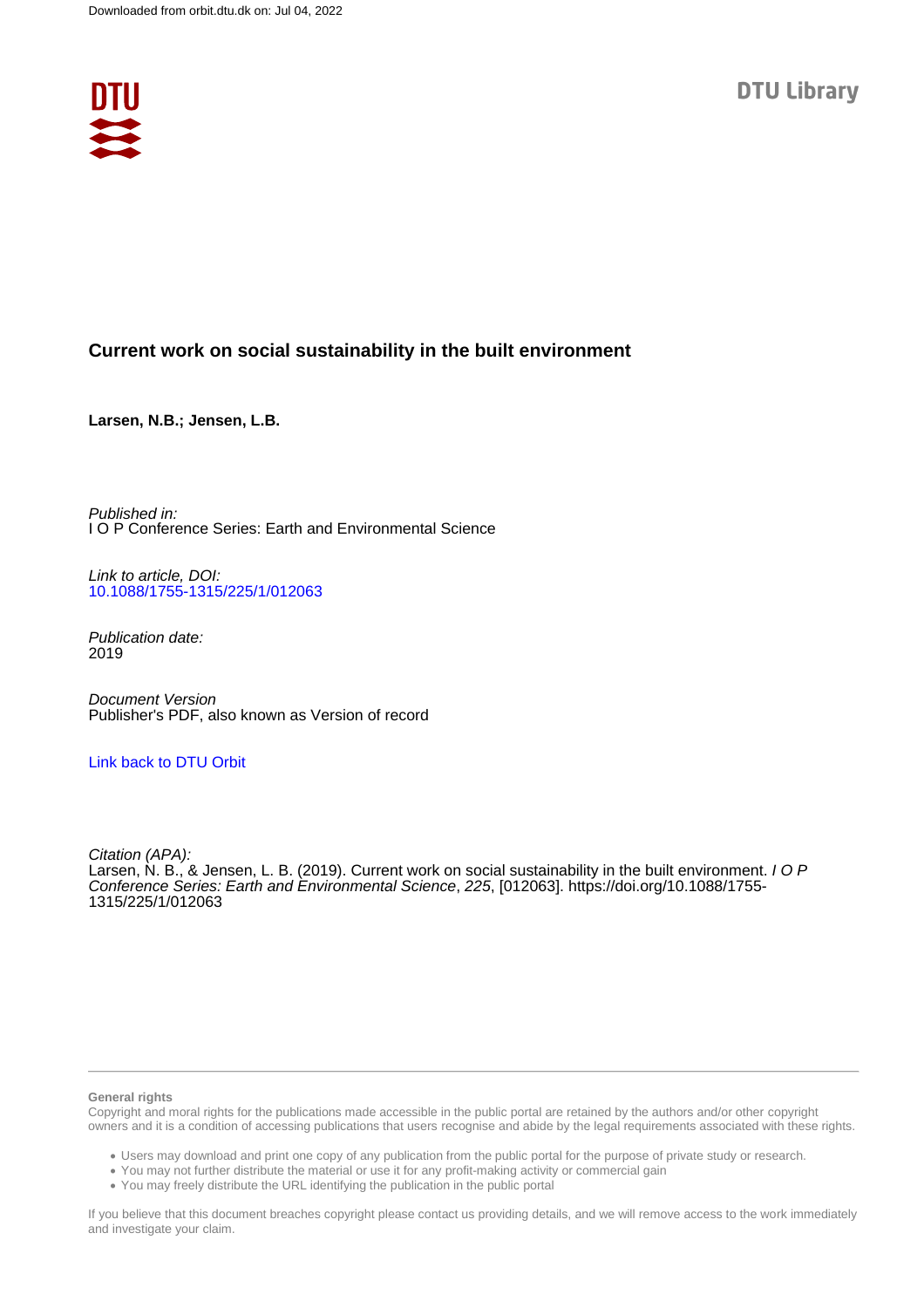Downloaded from orbit.dtu.dk on: Jul 04, 2022

DTU Library

# Current work on social sustainability in the built environment

**Larsen, N.B.; Jensen, L.B.**

*Published in:*
I O P Conference Series: Earth and Environmental Science

*Link to article, DOI:*
10.1088/1755-1315/225/1/012063

*Publication date:*
2019

*Document Version*
Publisher's PDF, also known as Version of record

Link back to DTU Orbit

*Citation (APA):*
Larsen, N. B., & Jensen, L. B. (2019). Current work on social sustainability in the built environment. *I O P Conference Series: Earth and Environmental Science*, *225*, [012063]. https://doi.org/10.1088/1755-1315/225/1/012063

**General rights**

Copyright and moral rights for the publications made accessible in the public portal are retained by the authors and/or other copyright owners and it is a condition of accessing publications that users recognise and abide by the legal requirements associated with these rights.

- Users may download and print one copy of any publication from the public portal for the purpose of private study or research.
- You may not further distribute the material or use it for any profit-making activity or commercial gain
- You may freely distribute the URL identifying the publication in the public portal

If you believe that this document breaches copyright please contact us providing details, and we will remove access to the work immediately and investigate your claim.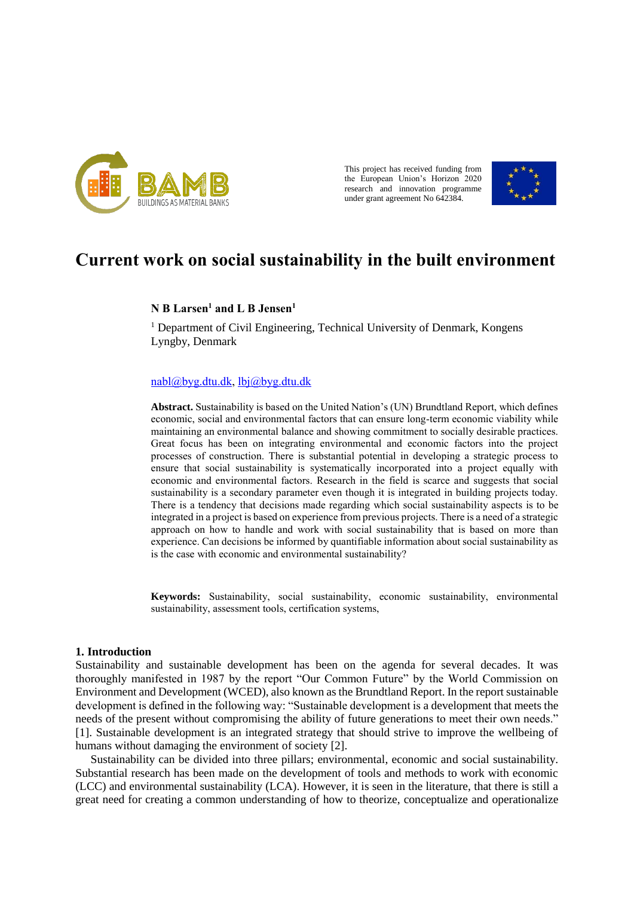This project has received funding from the European Union's Horizon 2020 research and innovation programme under grant agreement No 642384.

# Current work on social sustainability in the built environment

**N B Larsen[1] and L B Jensen[1]**

[1] Department of Civil Engineering, Technical University of Denmark, Kongens Lyngby, Denmark

nabl@byg.dtu.dk, lbj@byg.dtu.dk

**Abstract.** Sustainability is based on the United Nation's (UN) Brundtland Report, which defines economic, social and environmental factors that can ensure long-term economic viability while maintaining an environmental balance and showing commitment to socially desirable practices. Great focus has been on integrating environmental and economic factors into the project processes of construction. There is substantial potential in developing a strategic process to ensure that social sustainability is systematically incorporated into a project equally with economic and environmental factors. Research in the field is scarce and suggests that social sustainability is a secondary parameter even though it is integrated in building projects today. There is a tendency that decisions made regarding which social sustainability aspects is to be integrated in a project is based on experience from previous projects. There is a need of a strategic approach on how to handle and work with social sustainability that is based on more than experience. Can decisions be informed by quantifiable information about social sustainability as is the case with economic and environmental sustainability?

**Keywords:** Sustainability, social sustainability, economic sustainability, environmental sustainability, assessment tools, certification systems,

## 1. Introduction

Sustainability and sustainable development has been on the agenda for several decades. It was thoroughly manifested in 1987 by the report "Our Common Future" by the World Commission on Environment and Development (WCED), also known as the Brundtland Report. In the report sustainable development is defined in the following way: "Sustainable development is a development that meets the needs of the present without compromising the ability of future generations to meet their own needs." [1]. Sustainable development is an integrated strategy that should strive to improve the wellbeing of humans without damaging the environment of society [2].

Sustainability can be divided into three pillars; environmental, economic and social sustainability. Substantial research has been made on the development of tools and methods to work with economic (LCC) and environmental sustainability (LCA). However, it is seen in the literature, that there is still a great need for creating a common understanding of how to theorize, conceptualize and operationalize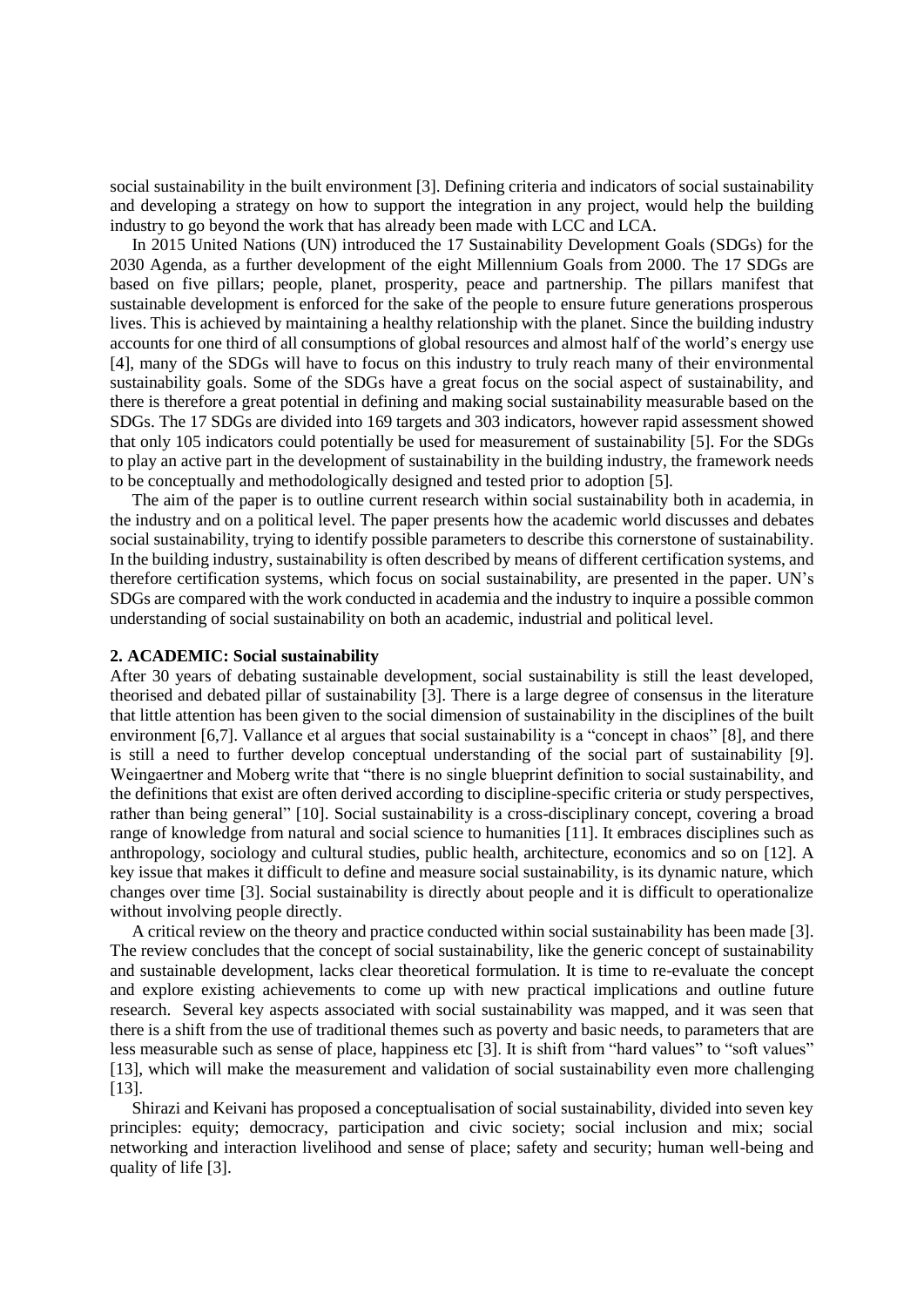social sustainability in the built environment [3]. Defining criteria and indicators of social sustainability and developing a strategy on how to support the integration in any project, would help the building industry to go beyond the work that has already been made with LCC and LCA.

In 2015 United Nations (UN) introduced the 17 Sustainability Development Goals (SDGs) for the 2030 Agenda, as a further development of the eight Millennium Goals from 2000. The 17 SDGs are based on five pillars; people, planet, prosperity, peace and partnership. The pillars manifest that sustainable development is enforced for the sake of the people to ensure future generations prosperous lives. This is achieved by maintaining a healthy relationship with the planet. Since the building industry accounts for one third of all consumptions of global resources and almost half of the world's energy use [4], many of the SDGs will have to focus on this industry to truly reach many of their environmental sustainability goals. Some of the SDGs have a great focus on the social aspect of sustainability, and there is therefore a great potential in defining and making social sustainability measurable based on the SDGs. The 17 SDGs are divided into 169 targets and 303 indicators, however rapid assessment showed that only 105 indicators could potentially be used for measurement of sustainability [5]. For the SDGs to play an active part in the development of sustainability in the building industry, the framework needs to be conceptually and methodologically designed and tested prior to adoption [5].

The aim of the paper is to outline current research within social sustainability both in academia, in the industry and on a political level. The paper presents how the academic world discusses and debates social sustainability, trying to identify possible parameters to describe this cornerstone of sustainability. In the building industry, sustainability is often described by means of different certification systems, and therefore certification systems, which focus on social sustainability, are presented in the paper. UN's SDGs are compared with the work conducted in academia and the industry to inquire a possible common understanding of social sustainability on both an academic, industrial and political level.

## 2. ACADEMIC: Social sustainability

After 30 years of debating sustainable development, social sustainability is still the least developed, theorised and debated pillar of sustainability [3]. There is a large degree of consensus in the literature that little attention has been given to the social dimension of sustainability in the disciplines of the built environment [6,7]. Vallance et al argues that social sustainability is a "concept in chaos" [8], and there is still a need to further develop conceptual understanding of the social part of sustainability [9]. Weingaertner and Moberg write that "there is no single blueprint definition to social sustainability, and the definitions that exist are often derived according to discipline-specific criteria or study perspectives, rather than being general" [10]. Social sustainability is a cross-disciplinary concept, covering a broad range of knowledge from natural and social science to humanities [11]. It embraces disciplines such as anthropology, sociology and cultural studies, public health, architecture, economics and so on [12]. A key issue that makes it difficult to define and measure social sustainability, is its dynamic nature, which changes over time [3]. Social sustainability is directly about people and it is difficult to operationalize without involving people directly.

A critical review on the theory and practice conducted within social sustainability has been made [3]. The review concludes that the concept of social sustainability, like the generic concept of sustainability and sustainable development, lacks clear theoretical formulation. It is time to re-evaluate the concept and explore existing achievements to come up with new practical implications and outline future research. Several key aspects associated with social sustainability was mapped, and it was seen that there is a shift from the use of traditional themes such as poverty and basic needs, to parameters that are less measurable such as sense of place, happiness etc [3]. It is shift from "hard values" to "soft values" [13], which will make the measurement and validation of social sustainability even more challenging [13].

Shirazi and Keivani has proposed a conceptualisation of social sustainability, divided into seven key principles: equity; democracy, participation and civic society; social inclusion and mix; social networking and interaction livelihood and sense of place; safety and security; human well-being and quality of life [3].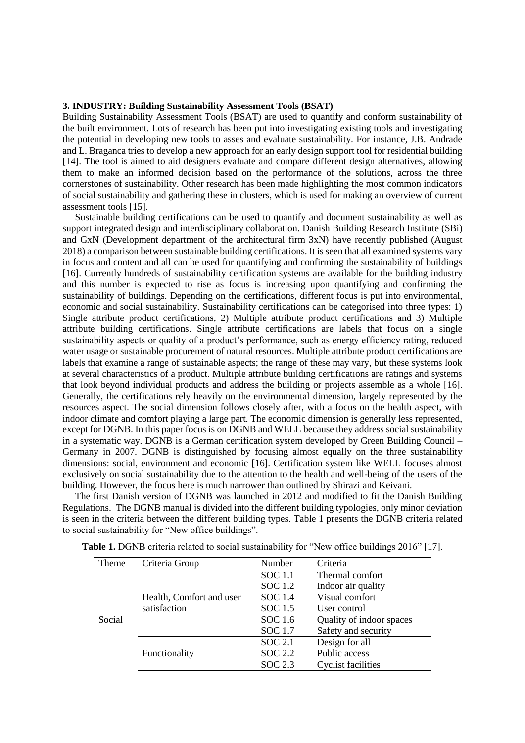### 3. INDUSTRY: Building Sustainability Assessment Tools (BSAT)

Building Sustainability Assessment Tools (BSAT) are used to quantify and conform sustainability of the built environment. Lots of research has been put into investigating existing tools and investigating the potential in developing new tools to asses and evaluate sustainability. For instance, J.B. Andrade and L. Braganca tries to develop a new approach for an early design support tool for residential building [14]. The tool is aimed to aid designers evaluate and compare different design alternatives, allowing them to make an informed decision based on the performance of the solutions, across the three cornerstones of sustainability. Other research has been made highlighting the most common indicators of social sustainability and gathering these in clusters, which is used for making an overview of current assessment tools [15].

Sustainable building certifications can be used to quantify and document sustainability as well as support integrated design and interdisciplinary collaboration. Danish Building Research Institute (SBi) and GxN (Development department of the architectural firm 3xN) have recently published (August 2018) a comparison between sustainable building certifications. It is seen that all examined systems vary in focus and content and all can be used for quantifying and confirming the sustainability of buildings [16]. Currently hundreds of sustainability certification systems are available for the building industry and this number is expected to rise as focus is increasing upon quantifying and confirming the sustainability of buildings. Depending on the certifications, different focus is put into environmental, economic and social sustainability. Sustainability certifications can be categorised into three types: 1) Single attribute product certifications, 2) Multiple attribute product certifications and 3) Multiple attribute building certifications. Single attribute certifications are labels that focus on a single sustainability aspects or quality of a product's performance, such as energy efficiency rating, reduced water usage or sustainable procurement of natural resources. Multiple attribute product certifications are labels that examine a range of sustainable aspects; the range of these may vary, but these systems look at several characteristics of a product. Multiple attribute building certifications are ratings and systems that look beyond individual products and address the building or projects assemble as a whole [16]. Generally, the certifications rely heavily on the environmental dimension, largely represented by the resources aspect. The social dimension follows closely after, with a focus on the health aspect, with indoor climate and comfort playing a large part. The economic dimension is generally less represented, except for DGNB. In this paper focus is on DGNB and WELL because they address social sustainability in a systematic way. DGNB is a German certification system developed by Green Building Council – Germany in 2007. DGNB is distinguished by focusing almost equally on the three sustainability dimensions: social, environment and economic [16]. Certification system like WELL focuses almost exclusively on social sustainability due to the attention to the health and well-being of the users of the building. However, the focus here is much narrower than outlined by Shirazi and Keivani.

The first Danish version of DGNB was launched in 2012 and modified to fit the Danish Building Regulations. The DGNB manual is divided into the different building typologies, only minor deviation is seen in the criteria between the different building types. Table 1 presents the DGNB criteria related to social sustainability for "New office buildings".

**Table 1.** DGNB criteria related to social sustainability for "New office buildings 2016" [17].

| Theme | Criteria Group | Number | Criteria |
|---|---|---|---|
| Social | Health, Comfort and user satisfaction | SOC 1.1 | Thermal comfort |
| | | SOC 1.2 | Indoor air quality |
| | | SOC 1.4 | Visual comfort |
| | | SOC 1.5 | User control |
| | | SOC 1.6 | Quality of indoor spaces |
| | | SOC 1.7 | Safety and security |
| | Functionality | SOC 2.1 | Design for all |
| | | SOC 2.2 | Public access |
| | | SOC 2.3 | Cyclist facilities |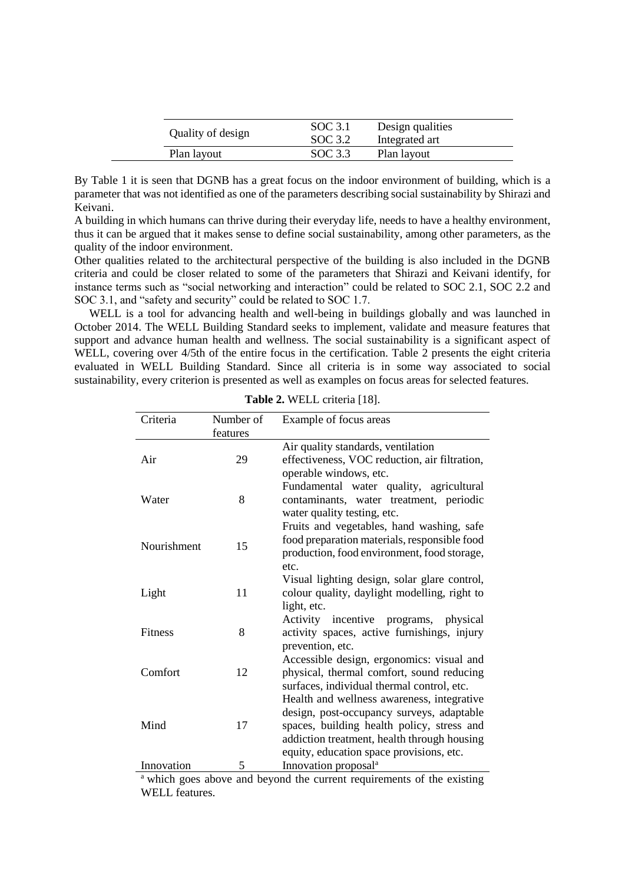| | | |
|---|---|---|
| Quality of design | SOC 3.1 | Design qualities |
| | SOC 3.2 | Integrated art |
| Plan layout | SOC 3.3 | Plan layout |

By Table 1 it is seen that DGNB has a great focus on the indoor environment of building, which is a parameter that was not identified as one of the parameters describing social sustainability by Shirazi and Keivani.

A building in which humans can thrive during their everyday life, needs to have a healthy environment, thus it can be argued that it makes sense to define social sustainability, among other parameters, as the quality of the indoor environment.

Other qualities related to the architectural perspective of the building is also included in the DGNB criteria and could be closer related to some of the parameters that Shirazi and Keivani identify, for instance terms such as "social networking and interaction" could be related to SOC 2.1, SOC 2.2 and SOC 3.1, and "safety and security" could be related to SOC 1.7.

WELL is a tool for advancing health and well-being in buildings globally and was launched in October 2014. The WELL Building Standard seeks to implement, validate and measure features that support and advance human health and wellness. The social sustainability is a significant aspect of WELL, covering over 4/5th of the entire focus in the certification. Table 2 presents the eight criteria evaluated in WELL Building Standard. Since all criteria is in some way associated to social sustainability, every criterion is presented as well as examples on focus areas for selected features.

**Table 2.** WELL criteria [18].

| Criteria | Number of features | Example of focus areas |
|---|---|---|
| Air | 29 | Air quality standards, ventilation effectiveness, VOC reduction, air filtration, operable windows, etc. |
| Water | 8 | Fundamental water quality, agricultural contaminants, water treatment, periodic water quality testing, etc. |
| Nourishment | 15 | Fruits and vegetables, hand washing, safe food preparation materials, responsible food production, food environment, food storage, etc. |
| Light | 11 | Visual lighting design, solar glare control, colour quality, daylight modelling, right to light, etc. |
| Fitness | 8 | Activity incentive programs, physical activity spaces, active furnishings, injury prevention, etc. |
| Comfort | 12 | Accessible design, ergonomics: visual and physical, thermal comfort, sound reducing surfaces, individual thermal control, etc. |
| Mind | 17 | Health and wellness awareness, integrative design, post-occupancy surveys, adaptable spaces, building health policy, stress and addiction treatment, health through housing equity, education space provisions, etc. |
| Innovation | 5 | Innovation proposal[a] |

[a] which goes above and beyond the current requirements of the existing WELL features.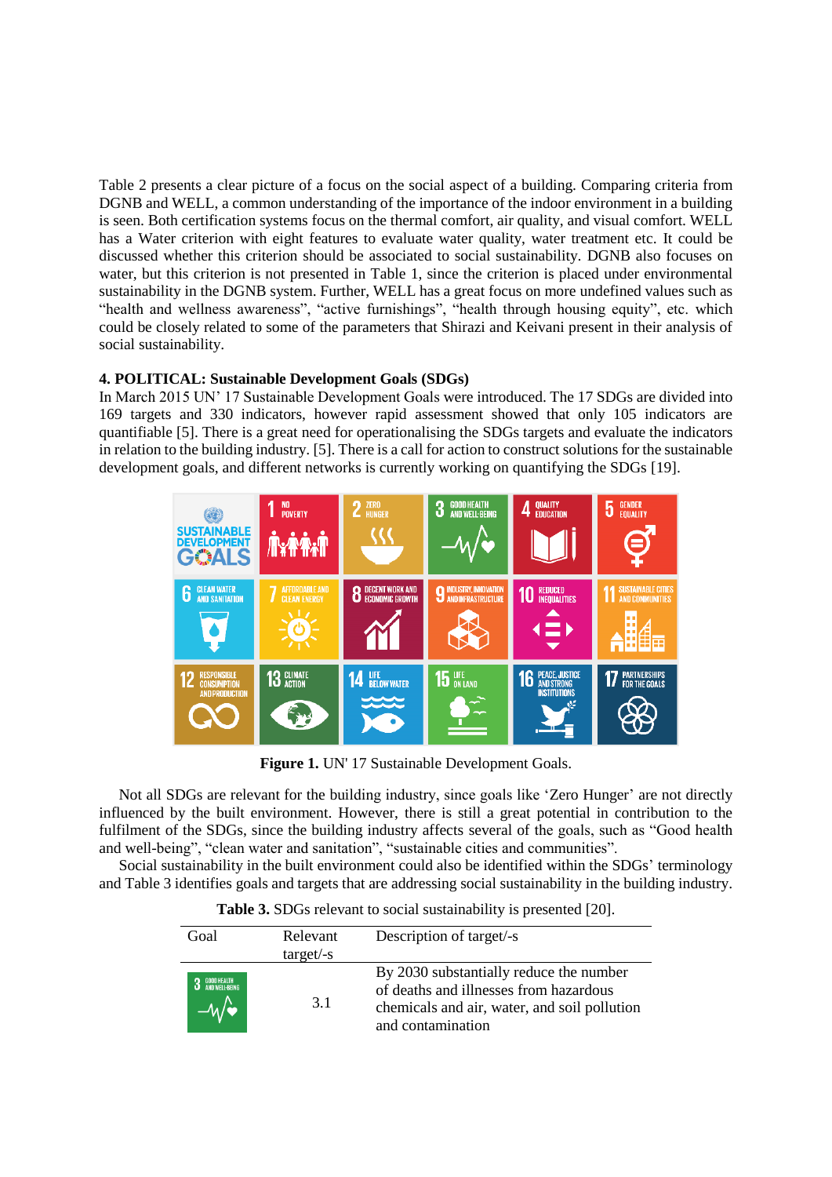Table 2 presents a clear picture of a focus on the social aspect of a building. Comparing criteria from DGNB and WELL, a common understanding of the importance of the indoor environment in a building is seen. Both certification systems focus on the thermal comfort, air quality, and visual comfort. WELL has a Water criterion with eight features to evaluate water quality, water treatment etc. It could be discussed whether this criterion should be associated to social sustainability. DGNB also focuses on water, but this criterion is not presented in Table 1, since the criterion is placed under environmental sustainability in the DGNB system. Further, WELL has a great focus on more undefined values such as "health and wellness awareness", "active furnishings", "health through housing equity", etc. which could be closely related to some of the parameters that Shirazi and Keivani present in their analysis of social sustainability.

## 4. POLITICAL: Sustainable Development Goals (SDGs)

In March 2015 UN' 17 Sustainable Development Goals were introduced. The 17 SDGs are divided into 169 targets and 330 indicators, however rapid assessment showed that only 105 indicators are quantifiable [5]. There is a great need for operationalising the SDGs targets and evaluate the indicators in relation to the building industry. [5]. There is a call for action to construct solutions for the sustainable development goals, and different networks is currently working on quantifying the SDGs [19].

**Figure 1.** UN' 17 Sustainable Development Goals.

Not all SDGs are relevant for the building industry, since goals like 'Zero Hunger' are not directly influenced by the built environment. However, there is still a great potential in contribution to the fulfilment of the SDGs, since the building industry affects several of the goals, such as "Good health and well-being", "clean water and sanitation", "sustainable cities and communities".

Social sustainability in the built environment could also be identified within the SDGs' terminology and Table 3 identifies goals and targets that are addressing social sustainability in the building industry.

**Table 3.** SDGs relevant to social sustainability is presented [20].

| Goal | Relevant target/-s | Description of target/-s |
|---|---|---|
| 3 GOOD HEALTH AND WELL-BEING | 3.1 | By 2030 substantially reduce the number of deaths and illnesses from hazardous chemicals and air, water, and soil pollution and contamination |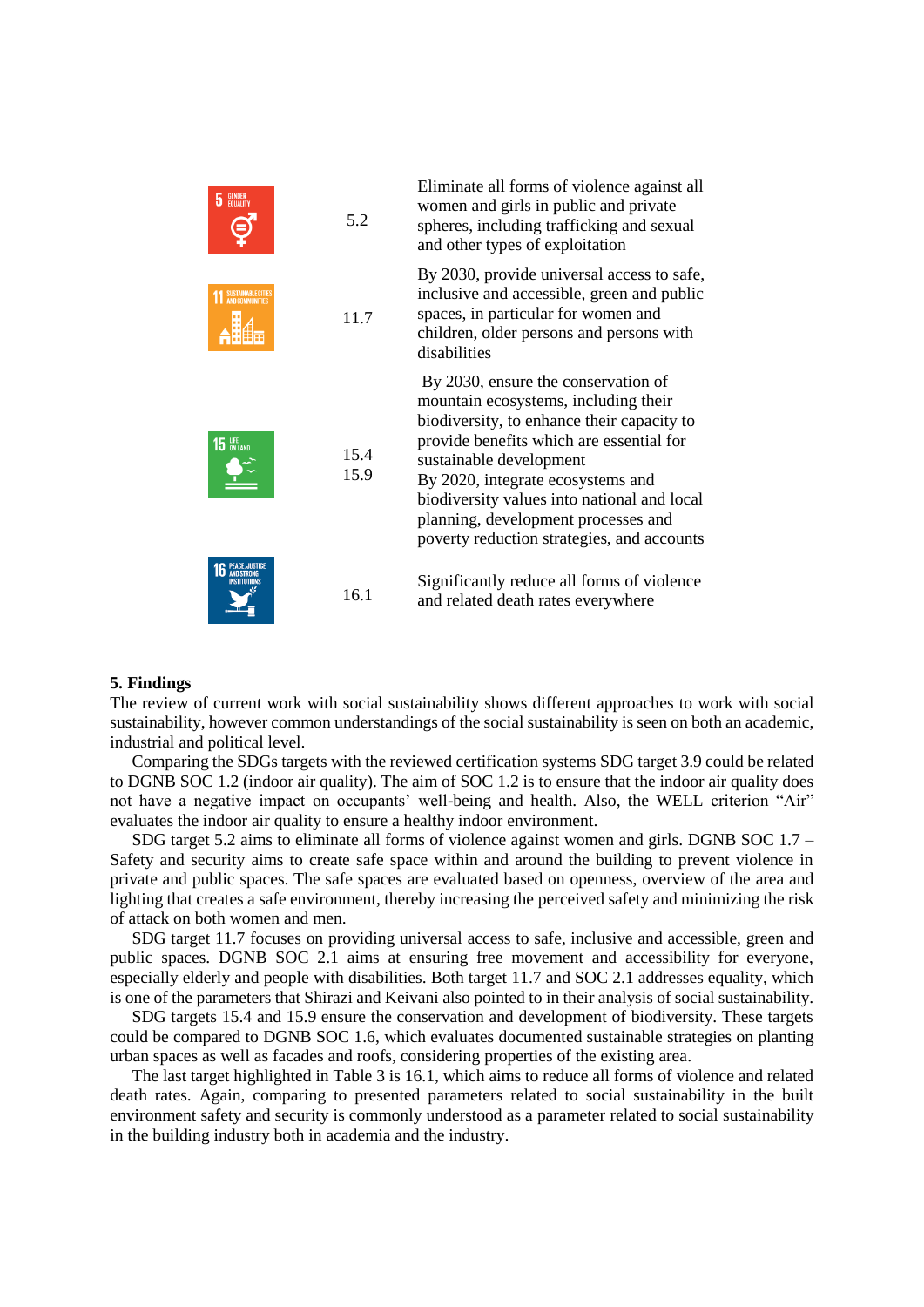| | | |
|---|---|---|
| 5 GENDER EQUALITY | 5.2 | Eliminate all forms of violence against all women and girls in public and private spheres, including trafficking and sexual and other types of exploitation |
| 11 SUSTAINABLE CITIES AND COMMUNITIES | 11.7 | By 2030, provide universal access to safe, inclusive and accessible, green and public spaces, in particular for women and children, older persons and persons with disabilities |
| 15 LIFE ON LAND | 15.4<br>15.9 | By 2030, ensure the conservation of mountain ecosystems, including their biodiversity, to enhance their capacity to provide benefits which are essential for sustainable development<br>By 2020, integrate ecosystems and biodiversity values into national and local planning, development processes and poverty reduction strategies, and accounts |
| 16 PEACE, JUSTICE AND STRONG INSTITUTIONS | 16.1 | Significantly reduce all forms of violence and related death rates everywhere |

## 5. Findings

The review of current work with social sustainability shows different approaches to work with social sustainability, however common understandings of the social sustainability is seen on both an academic, industrial and political level.

Comparing the SDGs targets with the reviewed certification systems SDG target 3.9 could be related to DGNB SOC 1.2 (indoor air quality). The aim of SOC 1.2 is to ensure that the indoor air quality does not have a negative impact on occupants' well-being and health. Also, the WELL criterion "Air" evaluates the indoor air quality to ensure a healthy indoor environment.

SDG target 5.2 aims to eliminate all forms of violence against women and girls. DGNB SOC 1.7 – Safety and security aims to create safe space within and around the building to prevent violence in private and public spaces. The safe spaces are evaluated based on openness, overview of the area and lighting that creates a safe environment, thereby increasing the perceived safety and minimizing the risk of attack on both women and men.

SDG target 11.7 focuses on providing universal access to safe, inclusive and accessible, green and public spaces. DGNB SOC 2.1 aims at ensuring free movement and accessibility for everyone, especially elderly and people with disabilities. Both target 11.7 and SOC 2.1 addresses equality, which is one of the parameters that Shirazi and Keivani also pointed to in their analysis of social sustainability.

SDG targets 15.4 and 15.9 ensure the conservation and development of biodiversity. These targets could be compared to DGNB SOC 1.6, which evaluates documented sustainable strategies on planting urban spaces as well as facades and roofs, considering properties of the existing area.

The last target highlighted in Table 3 is 16.1, which aims to reduce all forms of violence and related death rates. Again, comparing to presented parameters related to social sustainability in the built environment safety and security is commonly understood as a parameter related to social sustainability in the building industry both in academia and the industry.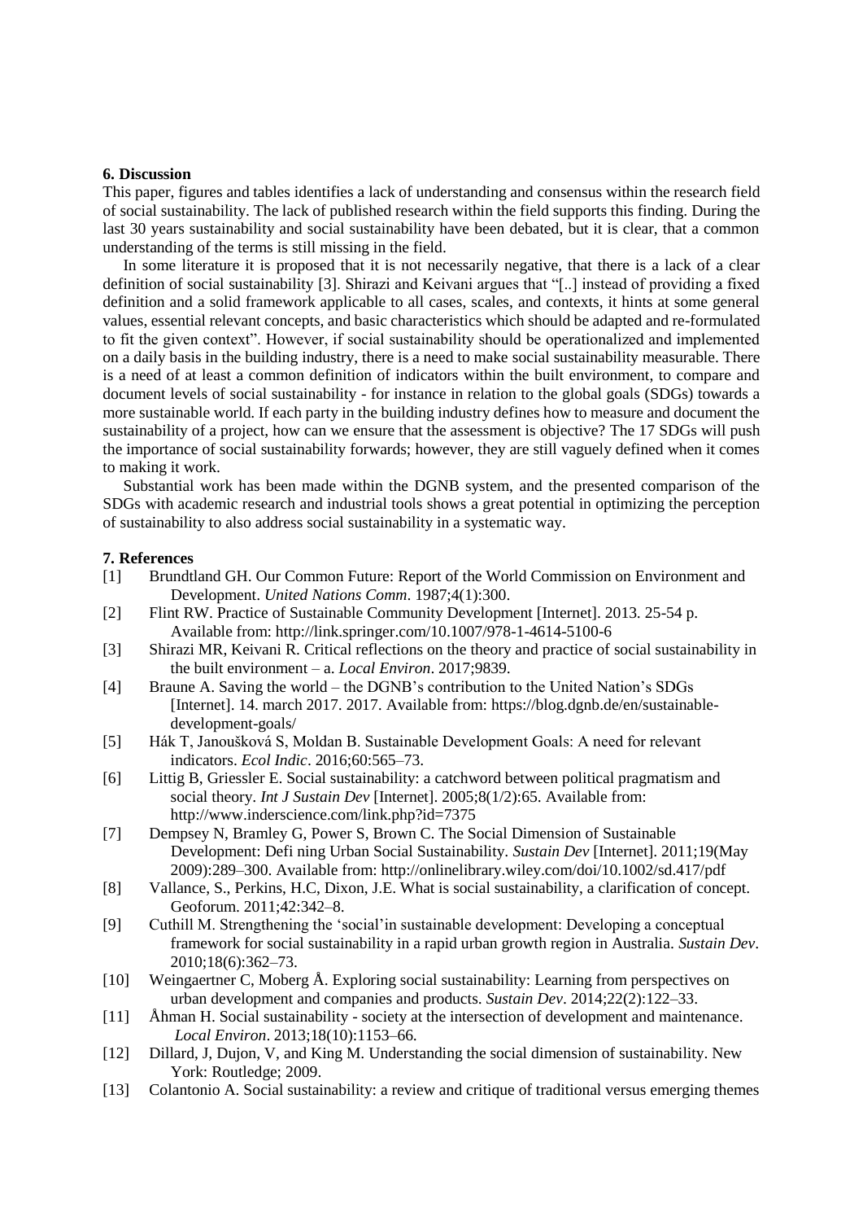## 6. Discussion

This paper, figures and tables identifies a lack of understanding and consensus within the research field of social sustainability. The lack of published research within the field supports this finding. During the last 30 years sustainability and social sustainability have been debated, but it is clear, that a common understanding of the terms is still missing in the field.

In some literature it is proposed that it is not necessarily negative, that there is a lack of a clear definition of social sustainability [3]. Shirazi and Keivani argues that "[..] instead of providing a fixed definition and a solid framework applicable to all cases, scales, and contexts, it hints at some general values, essential relevant concepts, and basic characteristics which should be adapted and re-formulated to fit the given context". However, if social sustainability should be operationalized and implemented on a daily basis in the building industry, there is a need to make social sustainability measurable. There is a need of at least a common definition of indicators within the built environment, to compare and document levels of social sustainability - for instance in relation to the global goals (SDGs) towards a more sustainable world. If each party in the building industry defines how to measure and document the sustainability of a project, how can we ensure that the assessment is objective? The 17 SDGs will push the importance of social sustainability forwards; however, they are still vaguely defined when it comes to making it work.

Substantial work has been made within the DGNB system, and the presented comparison of the SDGs with academic research and industrial tools shows a great potential in optimizing the perception of sustainability to also address social sustainability in a systematic way.

## 7. References

[1] Brundtland GH. Our Common Future: Report of the World Commission on Environment and Development. *United Nations Comm*. 1987;4(1):300.

[2] Flint RW. Practice of Sustainable Community Development [Internet]. 2013. 25-54 p. Available from: http://link.springer.com/10.1007/978-1-4614-5100-6

[3] Shirazi MR, Keivani R. Critical reflections on the theory and practice of social sustainability in the built environment – a. *Local Environ*. 2017;9839.

[4] Braune A. Saving the world – the DGNB's contribution to the United Nation's SDGs [Internet]. 14. march 2017. 2017. Available from: https://blog.dgnb.de/en/sustainable-development-goals/

[5] Hák T, Janoušková S, Moldan B. Sustainable Development Goals: A need for relevant indicators. *Ecol Indic*. 2016;60:565–73.

[6] Littig B, Griessler E. Social sustainability: a catchword between political pragmatism and social theory. *Int J Sustain Dev* [Internet]. 2005;8(1/2):65. Available from: http://www.inderscience.com/link.php?id=7375

[7] Dempsey N, Bramley G, Power S, Brown C. The Social Dimension of Sustainable Development: Defi ning Urban Social Sustainability. *Sustain Dev* [Internet]. 2011;19(May 2009):289–300. Available from: http://onlinelibrary.wiley.com/doi/10.1002/sd.417/pdf

[8] Vallance, S., Perkins, H.C, Dixon, J.E. What is social sustainability, a clarification of concept. Geoforum. 2011;42:342–8.

[9] Cuthill M. Strengthening the 'social'in sustainable development: Developing a conceptual framework for social sustainability in a rapid urban growth region in Australia. *Sustain Dev*. 2010;18(6):362–73.

[10] Weingaertner C, Moberg Å. Exploring social sustainability: Learning from perspectives on urban development and companies and products. *Sustain Dev*. 2014;22(2):122–33.

[11] Åhman H. Social sustainability - society at the intersection of development and maintenance. *Local Environ*. 2013;18(10):1153–66.

[12] Dillard, J, Dujon, V, and King M. Understanding the social dimension of sustainability. New York: Routledge; 2009.

[13] Colantonio A. Social sustainability: a review and critique of traditional versus emerging themes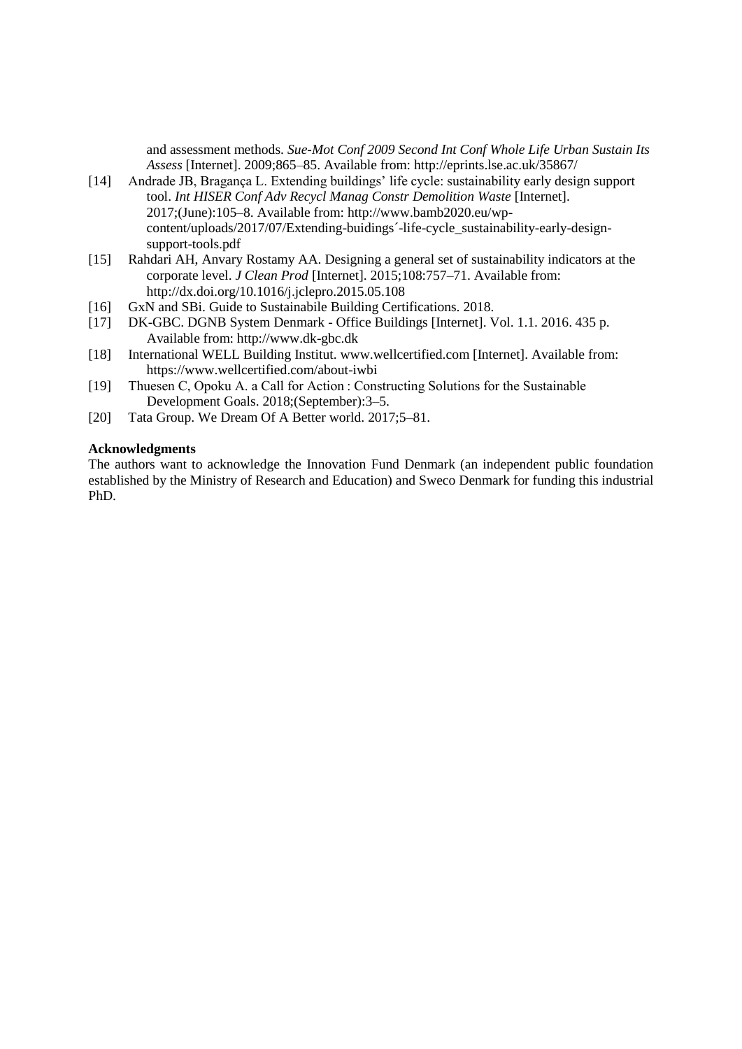and assessment methods. *Sue-Mot Conf 2009 Second Int Conf Whole Life Urban Sustain Its Assess* [Internet]. 2009;865–85. Available from: http://eprints.lse.ac.uk/35867/

[14] Andrade JB, Bragança L. Extending buildings' life cycle: sustainability early design support tool. *Int HISER Conf Adv Recycl Manag Constr Demolition Waste* [Internet]. 2017;(June):105–8. Available from: http://www.bamb2020.eu/wp-content/uploads/2017/07/Extending-buidings´-life-cycle_sustainability-early-design-support-tools.pdf

[15] Rahdari AH, Anvary Rostamy AA. Designing a general set of sustainability indicators at the corporate level. *J Clean Prod* [Internet]. 2015;108:757–71. Available from: http://dx.doi.org/10.1016/j.jclepro.2015.05.108

[16] GxN and SBi. Guide to Sustainabile Building Certifications. 2018.

[17] DK-GBC. DGNB System Denmark - Office Buildings [Internet]. Vol. 1.1. 2016. 435 p. Available from: http://www.dk-gbc.dk

[18] International WELL Building Institut. www.wellcertified.com [Internet]. Available from: https://www.wellcertified.com/about-iwbi

[19] Thuesen C, Opoku A. a Call for Action : Constructing Solutions for the Sustainable Development Goals. 2018;(September):3–5.

[20] Tata Group. We Dream Of A Better world. 2017;5–81.

**Acknowledgments**

The authors want to acknowledge the Innovation Fund Denmark (an independent public foundation established by the Ministry of Research and Education) and Sweco Denmark for funding this industrial PhD.